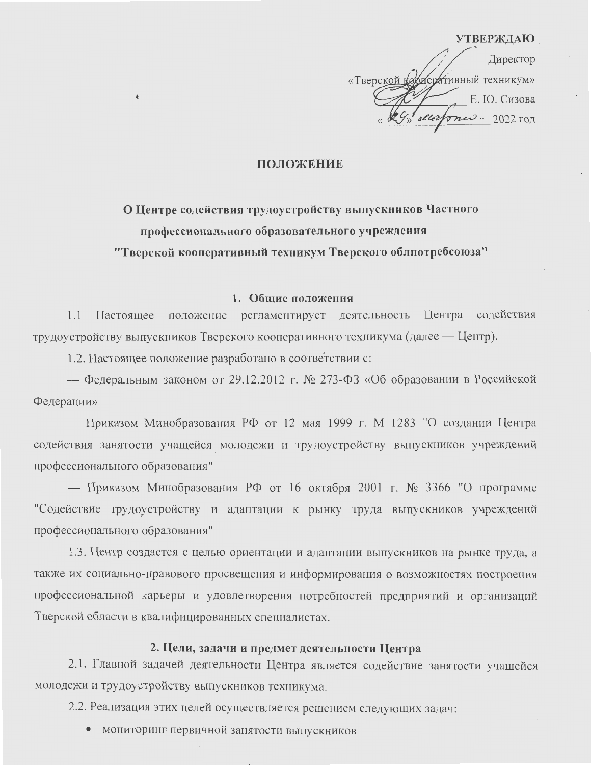**УТВЕРЖДАЮ**

Директор

«Тверской кооперативный техникум»

_______ Е. Ю. Сизова

«24» марта 2022 год

**ПОЛОЖЕНИЕ**

**О Центре содействия трудоустройству выпускников Частного профессионального образовательного учреждения "Тверской кооперативный техникум Тверского облпотребсоюза"**

## 1. Общие положения

1.1 Настоящее положение регламентирует деятельность Центра содействия трудоустройству выпускников Тверского кооперативного техникума (далее — Центр).

1.2. Настоящее положение разработано в соответствии с:

— Федеральным законом от 29.12.2012 г. № 273-ФЗ «Об образовании в Российской Федерации»

— Приказом Минобразования РФ от 12 мая 1999 г. М 1283 "О создании Центра содействия занятости учащейся молодежи и трудоустройству выпускников учреждений профессионального образования"

— Приказом Минобразования РФ от 16 октября 2001 г. № 3366 "О программе "Содействие трудоустройству и адаптации к рынку труда выпускников учреждений профессионального образования"

1.3. Центр создается с целью ориентации и адаптации выпускников на рынке труда, а также их социально-правового просвещения и информирования о возможностях построения профессиональной карьеры и удовлетворения потребностей предприятий и организаций Тверской области в квалифицированных специалистах.

## 2. Цели, задачи и предмет деятельности Центра

2.1. Главной задачей деятельности Центра является содействие занятости учащейся молодежи и трудоустройству выпускников техникума.

2.2. Реализация этих целей осуществляется решением следующих задач:

- мониторинг первичной занятости выпускников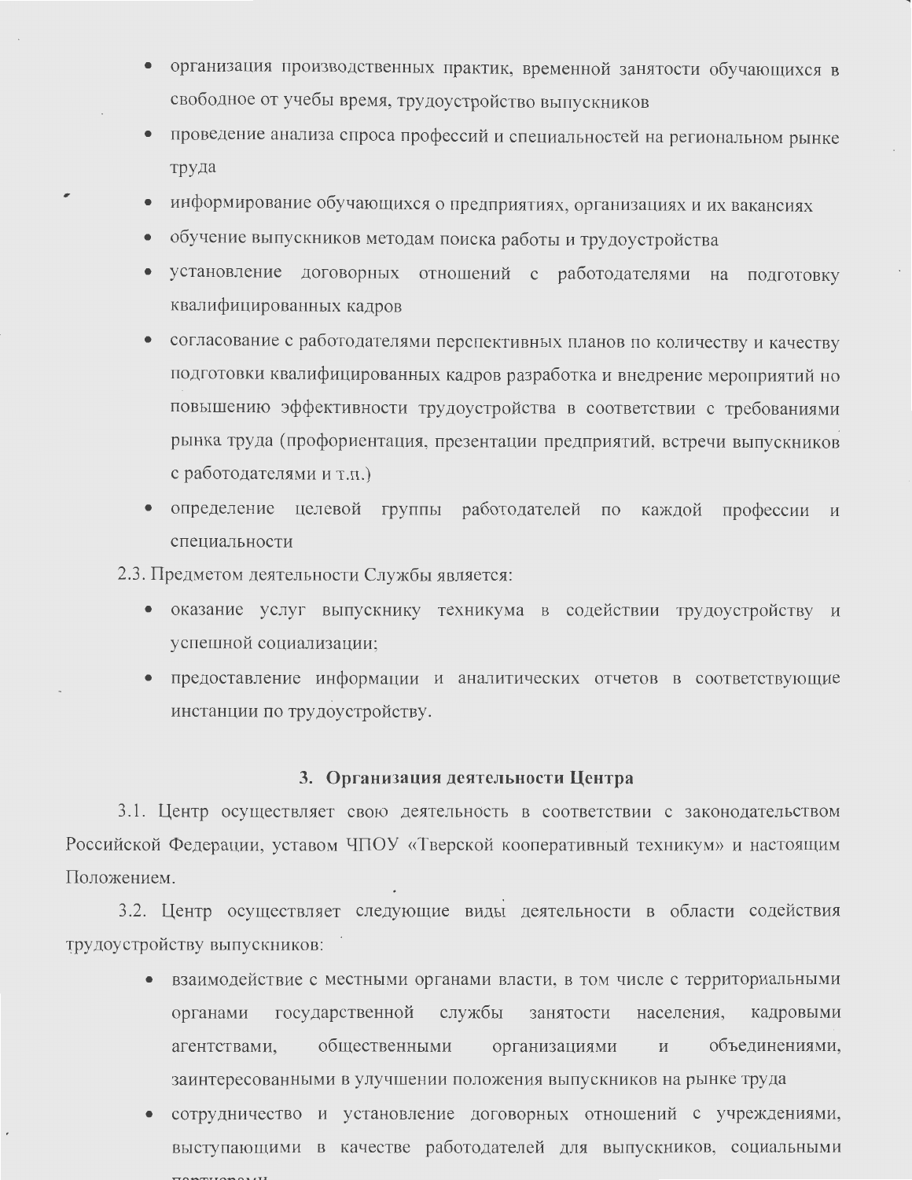- организация производственных практик, временной занятости обучающихся в свободное от учебы время, трудоустройство выпускников
- проведение анализа спроса профессий и специальностей на региональном рынке труда
- информирование обучающихся о предприятиях, организациях и их вакансиях
- обучение выпускников методам поиска работы и трудоустройства
- установление договорных отношений с работодателями на подготовку квалифицированных кадров
- согласование с работодателями перспективных планов по количеству и качеству подготовки квалифицированных кадров разработка и внедрение мероприятий но повышению эффективности трудоустройства в соответствии с требованиями рынка труда (профориентация, презентации предприятий, встречи выпускников с работодателями и т.п.)
- определение целевой группы работодателей по каждой профессии и специальности

2.3. Предметом деятельности Службы является:

- оказание услуг выпускнику техникума в содействии трудоустройству и успешной социализации;
- предоставление информации и аналитических отчетов в соответствующие инстанции по трудоустройству.

## 3. Организация деятельности Центра

3.1. Центр осуществляет свою деятельность в соответствии с законодательством Российской Федерации, уставом ЧПОУ «Тверской кооперативный техникум» и настоящим Положением.

3.2. Центр осуществляет следующие виды деятельности в области содействия трудоустройству выпускников:

- взаимодействие с местными органами власти, в том числе с территориальными органами государственной службы занятости населения, кадровыми агентствами, общественными организациями и объединениями, заинтересованными в улучшении положения выпускников на рынке труда
- сотрудничество и установление договорных отношений с учреждениями, выступающими в качестве работодателей для выпускников, социальными партнерами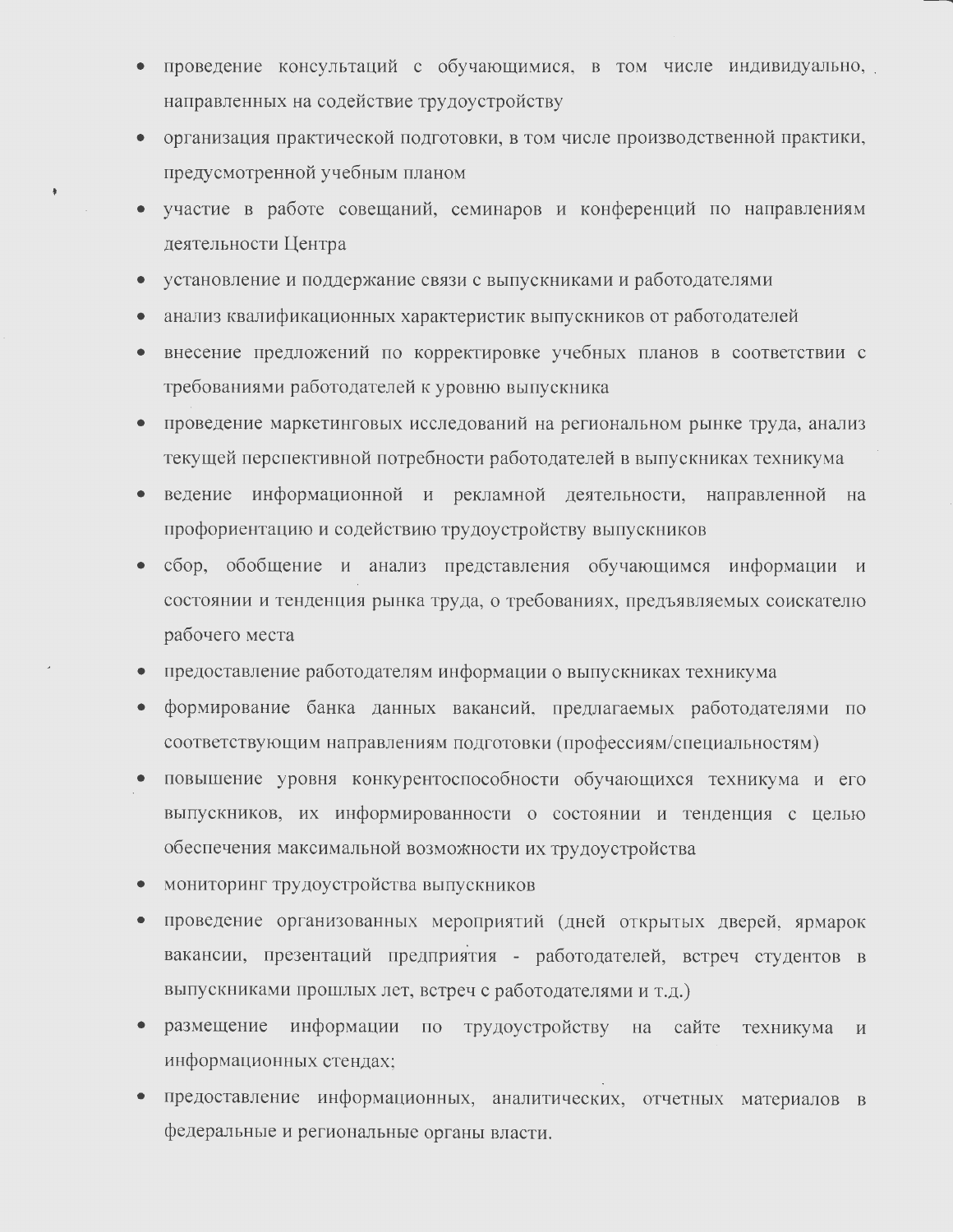- проведение консультаций с обучающимися, в том числе индивидуально, направленных на содействие трудоустройству
- организация практической подготовки, в том числе производственной практики, предусмотренной учебным планом
- участие в работе совещаний, семинаров и конференций по направлениям деятельности Центра
- установление и поддержание связи с выпускниками и работодателями
- анализ квалификационных характеристик выпускников от работодателей
- внесение предложений по корректировке учебных планов в соответствии с требованиями работодателей к уровню выпускника
- проведение маркетинговых исследований на региональном рынке труда, анализ текущей перспективной потребности работодателей в выпускниках техникума
- ведение информационной и рекламной деятельности, направленной на профориентацию и содействию трудоустройству выпускников
- сбор, обобщение и анализ представления обучающимся информации и состоянии и тенденция рынка труда, о требованиях, предъявляемых соискателю рабочего места
- предоставление работодателям информации о выпускниках техникума
- формирование банка данных вакансий, предлагаемых работодателями по соответствующим направлениям подготовки (профессиям/специальностям)
- повышение уровня конкурентоспособности обучающихся техникума и его выпускников, их информированности о состоянии и тенденция с целью обеспечения максимальной возможности их трудоустройства
- мониторинг трудоустройства выпускников
- проведение организованных мероприятий (дней открытых дверей, ярмарок вакансии, презентаций предприятия - работодателей, встреч студентов в выпускниками прошлых лет, встреч с работодателями и т.д.)
- размещение информации по трудоустройству на сайте техникума и информационных стендах;
- предоставление информационных, аналитических, отчетных материалов в федеральные и региональные органы власти.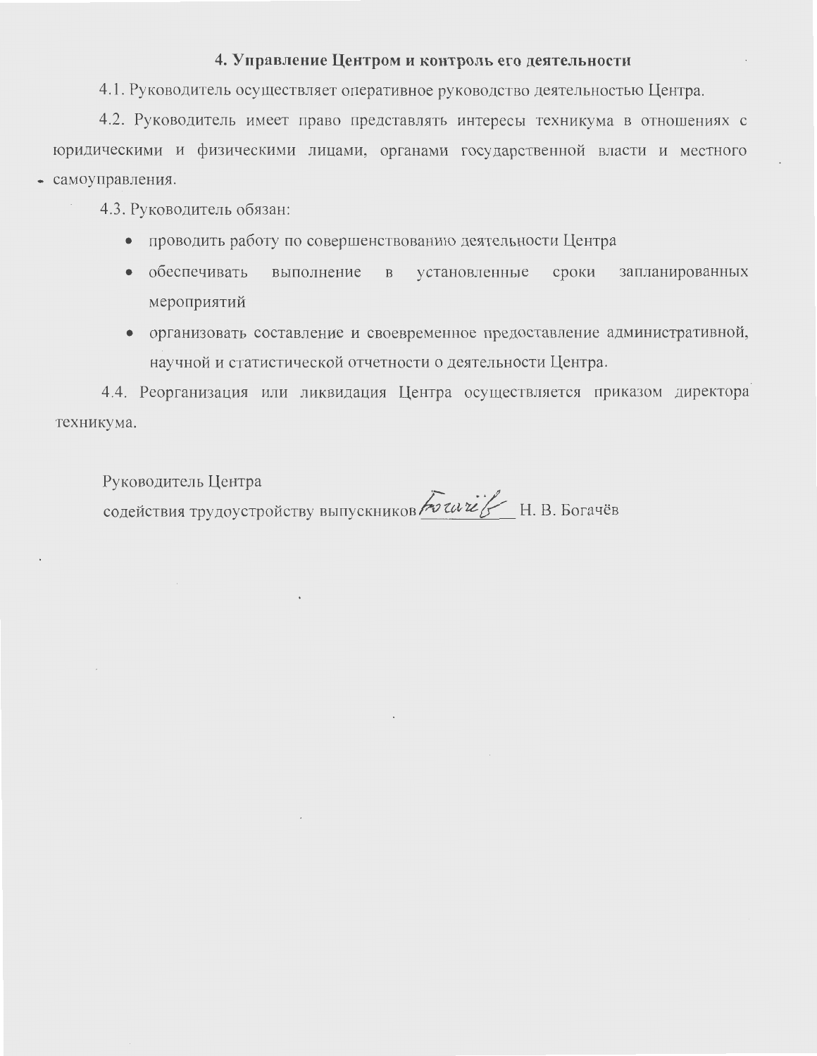## 4. Управление Центром и контроль его деятельности

4.1. Руководитель осуществляет оперативное руководство деятельностью Центра.

4.2. Руководитель имеет право представлять интересы техникума в отношениях с юридическими и физическими лицами, органами государственной власти и местного самоуправления.

4.3. Руководитель обязан:

- проводить работу по совершенствованию деятельности Центра
- обеспечивать выполнение в установленные сроки запланированных мероприятий
- организовать составление и своевременное предоставление административной, научной и статистической отчетности о деятельности Центра.

4.4. Реорганизация или ликвидация Центра осуществляется приказом директора техникума.

Руководитель Центра
содействия трудоустройству выпускников ____________ Н. В. Богачёв